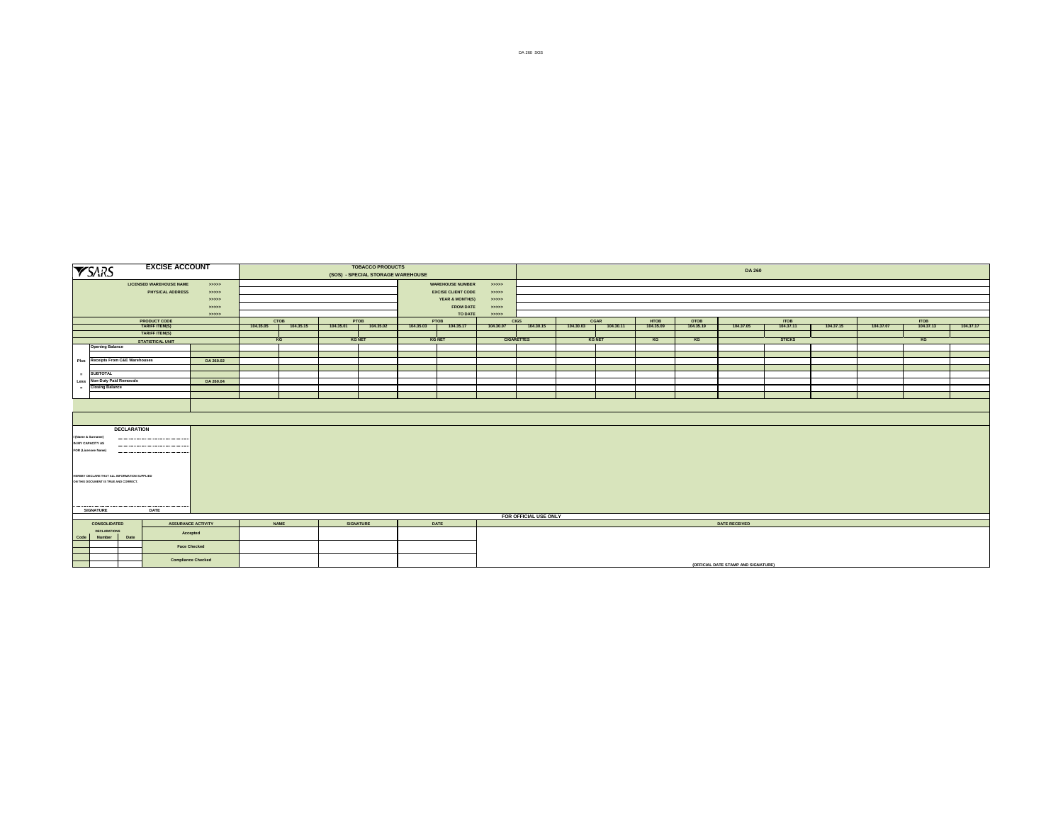DA 260 SOS

| SARS EXCISE ACCOUNT | | TOBACCO PRODUCTS (SOS) - SPECIAL STORAGE WAREHOUSE | | DA 260 |
|---|---|---|---|---|
| LICENSED WAREHOUSE NAME | >>>>> | | WAREHOUSE NUMBER >>>>> | |
| PHYSICAL ADDRESS | >>>>> | | EXCISE CLIENT CODE >>>>> | |
| | >>>>> | | YEAR & MONTH(S) >>>>> | |
| | >>>>> | | FROM DATE >>>>> | |
| | >>>>> | | TO DATE >>>>> | |

| | PRODUCT CODE | | CTOB | | PTOB | | PTOB | | CIGS | | CGAR | | HTOB | OTOB | ITOB | | | ITOB | | |
|---|---|---|---|---|---|---|---|---|---|---|---|---|---|---|---|---|---|---|---|---|
| | TARIFF ITEM(S) | | 104.35.05 | 104.35.15 | 104.35.01 | 104.35.02 | 104.35.03 | 104.35.17 | 104.30.07 | 104.30.15 | 104.30.03 | 104.30.11 | 104.35.09 | 104.35.19 | 104.37.05 | 104.37.11 | 104.37.15 | 104.37.07 | 104.37.13 | 104.37.17 |
| | TARIFF ITEM(S) | | | | | | | | | | | | | | | | | | | |
| | STATISTICAL UNIT | | KG | | KG NET | | KG NET | | CIGARETTES | | KG NET | | KG | KG | STICKS | | | KG | | |
| | Opening Balance | | | | | | | | | | | | | | | | | | | |
| Plus | Receipts From C&E Warehouses | DA 260.02 | | | | | | | | | | | | | | | | | | |
| = | SUBTOTAL | | | | | | | | | | | | | | | | | | | |
| Less | Non-Duty Paid Removals | DA 260.04 | | | | | | | | | | | | | | | | | | |
| = | Closing Balance | | | | | | | | | | | | | | | | | | | |

**DECLARATION**

I (Name & Surname) ..............................

IN MY CAPACITY AS ..............................

FOR (Licensee Name) ..............................

HEREBY DECLARE THAT ALL INFORMATION SUPPLIED ON THIS DOCUMENT IS TRUE AND CORRECT.

.............................................

SIGNATURE DATE

**FOR OFFICIAL USE ONLY**

| CONSOLIDATED DECLARATIONS | | | ASSURANCE ACTIVITY | NAME | SIGNATURE | DATE | DATE RECEIVED |
|---|---|---|---|---|---|---|---|
| Code | Number | Date | Accepted | | | | |
| | | | Face Checked | | | | |
| | | | Compliance Checked | | | | (OFFICIAL DATE STAMP AND SIGNATURE) |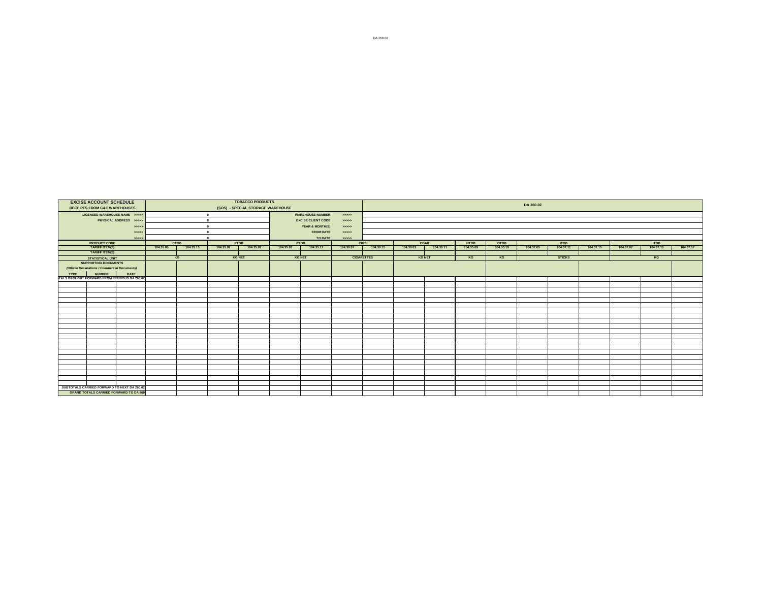| EXCISE ACCOUNT SCHEDULE<br>RECEIPTS FROM C&E WAREHOUSES | TOBACCO PRODUCTS<br>(SOS) - SPECIAL STORAGE WAREHOUSE | | DA 260.02 |
|---|---|---|---|
| LICENSED WAREHOUSE NAME >>>>> | 0 | WAREHOUSE NUMBER >>>>> | |
| PHYSICAL ADDRESS >>>>> | 0 | EXCISE CLIENT CODE >>>>> | |
| >>>>> | 0 | YEAR & MONTH(S) >>>>> | |
| >>>>> | 0 | FROM DATE >>>>> | |
| >>>>> | 0 | TO DATE >>>>> | |

| PRODUCT CODE | | | CTOB | | PTOB | | PTOB | | CIGS | | CGAR | | HTOB | OTOB | ITOB | | | ITOB | | |
|---|---|---|---|---|---|---|---|---|---|---|---|---|---|---|---|---|---|---|---|---|
| TARIFF ITEM(S) | | | 104.35.05 | 104.35.15 | 104.35.01 | 104.35.02 | 104.35.03 | 104.35.17 | 104.30.07 | 104.30.15 | 104.30.03 | 104.30.11 | 104.35.09 | 104.35.19 | 104.37.05 | 104.37.11 | 104.37.15 | 104.37.07 | 104.37.13 | 104.37.17 |
| TARIFF ITEM(S) | | | | | | | | | | | | | | | | | | | | |
| STATISTICAL UNIT | | | KG | | KG NET | | KG NET | | CIGARETTES | | KG NET | | KG | KG | STICKS | | | KG | | |
| SUPPORTING DOCUMENTS<br>*(Official Declarations / Commercial Documents)* | | | | | | | | | | | | | | | | | | | | |
| TYPE | NUMBER | DATE | | | | | | | | | | | | | | | | | | |
| TOTALS BROUGHT FORWARD FROM PREVIOUS DA 260.02 | | | | | | | | | | | | | | | | | | | | |
| | | | | | | | | | | | | | | | | | | | | |
| | | | | | | | | | | | | | | | | | | | | |
| | | | | | | | | | | | | | | | | | | | | |
| | | | | | | | | | | | | | | | | | | | | |
| | | | | | | | | | | | | | | | | | | | | |
| | | | | | | | | | | | | | | | | | | | | |
| | | | | | | | | | | | | | | | | | | | | |
| | | | | | | | | | | | | | | | | | | | | |
| | | | | | | | | | | | | | | | | | | | | |
| | | | | | | | | | | | | | | | | | | | | |
| | | | | | | | | | | | | | | | | | | | | |
| | | | | | | | | | | | | | | | | | | | | |
| | | | | | | | | | | | | | | | | | | | | |
| | | | | | | | | | | | | | | | | | | | | |
| | | | | | | | | | | | | | | | | | | | | |
| | | | | | | | | | | | | | | | | | | | | |
| | | | | | | | | | | | | | | | | | | | | |
| | | | | | | | | | | | | | | | | | | | | |
| | | | | | | | | | | | | | | | | | | | | |
| | | | | | | | | | | | | | | | | | | | | |
| SUBTOTALS CARRIED FORWARD TO NEXT DA 260.02 | | | | | | | | | | | | | | | | | | | | |
| GRAND TOTALS CARRIED FORWARD TO DA 260 | | | | | | | | | | | | | | | | | | | | |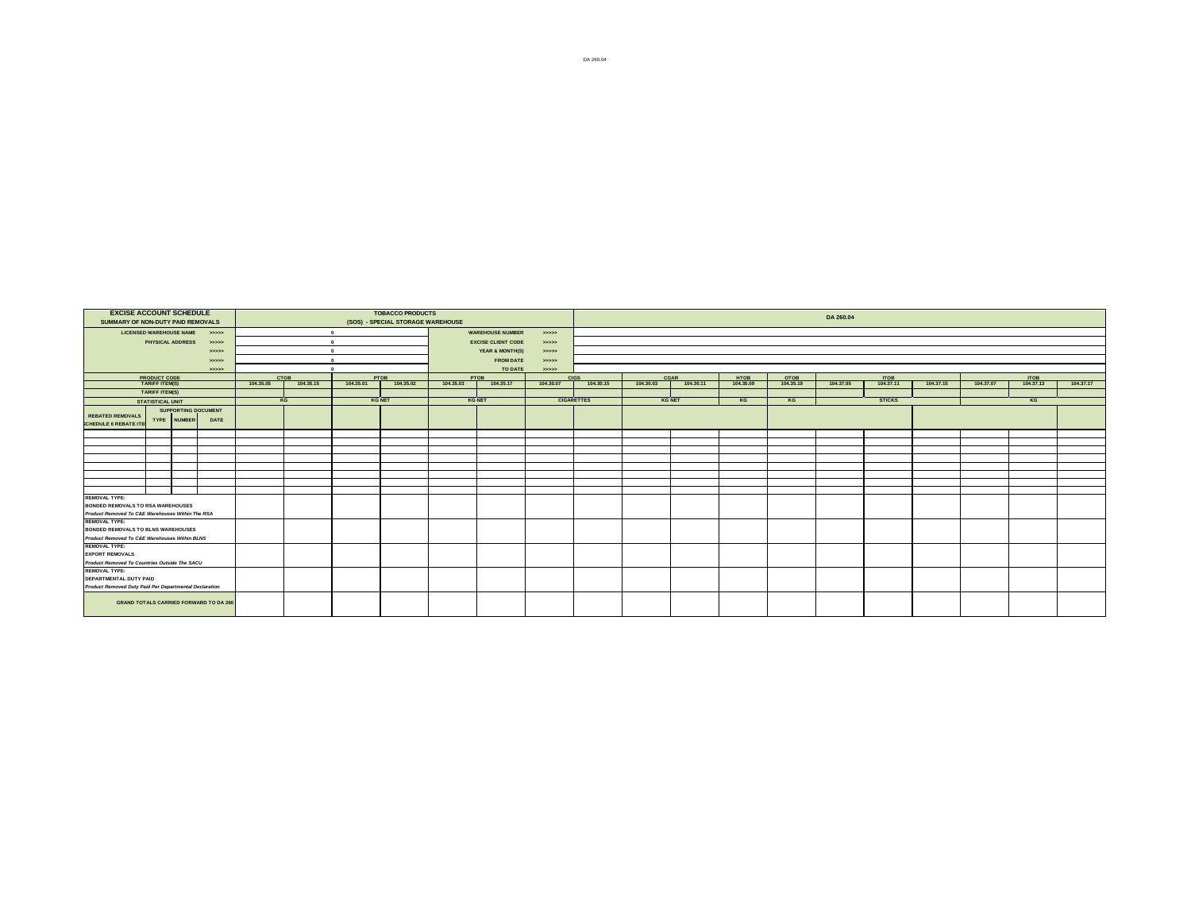| EXCISE ACCOUNT SCHEDULE<br>SUMMARY OF NON-DUTY PAID REMOVALS | | TOBACCO PRODUCTS<br>(SOS) - SPECIAL STORAGE WAREHOUSE | | | DA 260.04 |
|---|---|---|---|---|---|
| LICENSED WAREHOUSE NAME | >>>>> | 0 | WAREHOUSE NUMBER | >>>>> | |
| PHYSICAL ADDRESS | >>>>> | 0 | EXCISE CLIENT CODE | >>>>> | |
| | >>>>> | 0 | YEAR & MONTH(S) | >>>>> | |
| | >>>>> | 0 | FROM DATE | >>>>> | |
| | >>>>> | 0 | TO DATE | >>>>> | |

| PRODUCT CODE | | | | CTOB | | PTOB | | PTOB | | CIGS | | CGAR | | HTOB | OTOB | ITOB | | | ITOB | | |
|---|---|---|---|---|---|---|---|---|---|---|---|---|---|---|---|---|---|---|---|---|---|
| TARIFF ITEM(S) | | | | 104.35.05 | 104.35.15 | 104.35.01 | 104.35.02 | 104.35.03 | 104.35.17 | 104.30.07 | 104.30.15 | 104.30.03 | 104.30.11 | 104.35.09 | 104.35.19 | 104.37.05 | 104.37.11 | 104.37.15 | 104.37.07 | 104.37.13 | 104.37.17 |
| TARIFF ITEM(S) | | | | | | | | | | | | | | | | | | | | | |
| STATISTICAL UNIT | | | | KG | | KG NET | | KG NET | | CIGARETTES | | KG NET | | KG | KG | STICKS | | | KG | | |
| REBATED REMOVALS<br>SCHEDULE 6 REBATE ITEM | SUPPORTING DOCUMENT<br>TYPE | NUMBER | DATE | | | | | | | | | | | | | | | | | | |
| | | | | | | | | | | | | | | | | | | | | | |
| | | | | | | | | | | | | | | | | | | | | | |
| | | | | | | | | | | | | | | | | | | | | | |
| | | | | | | | | | | | | | | | | | | | | | |
| | | | | | | | | | | | | | | | | | | | | | |
| | | | | | | | | | | | | | | | | | | | | | |
| | | | | | | | | | | | | | | | | | | | | | |
| | | | | | | | | | | | | | | | | | | | | | |
| REMOVAL TYPE:<br>BONDED REMOVALS TO RSA WAREHOUSES<br>*Product Removed To C&E Warehouses Within The RSA* | | | | | | | | | | | | | | | | | | | | | |
| REMOVAL TYPE:<br>BONDED REMOVALS TO BLNS WAREHOUSES<br>*Product Removed To C&E Warehouses Within BLNS* | | | | | | | | | | | | | | | | | | | | | |
| REMOVAL TYPE:<br>EXPORT REMOVALS<br>*Product Removed To Countries Outside The SACU* | | | | | | | | | | | | | | | | | | | | | |
| REMOVAL TYPE:<br>DEPARTMENTAL DUTY PAID<br>*Product Removed Duty Paid Per Departmental Declaration* | | | | | | | | | | | | | | | | | | | | | |
| GRAND TOTALS CARRIED FORWARD TO DA 260 | | | | | | | | | | | | | | | | | | | | | |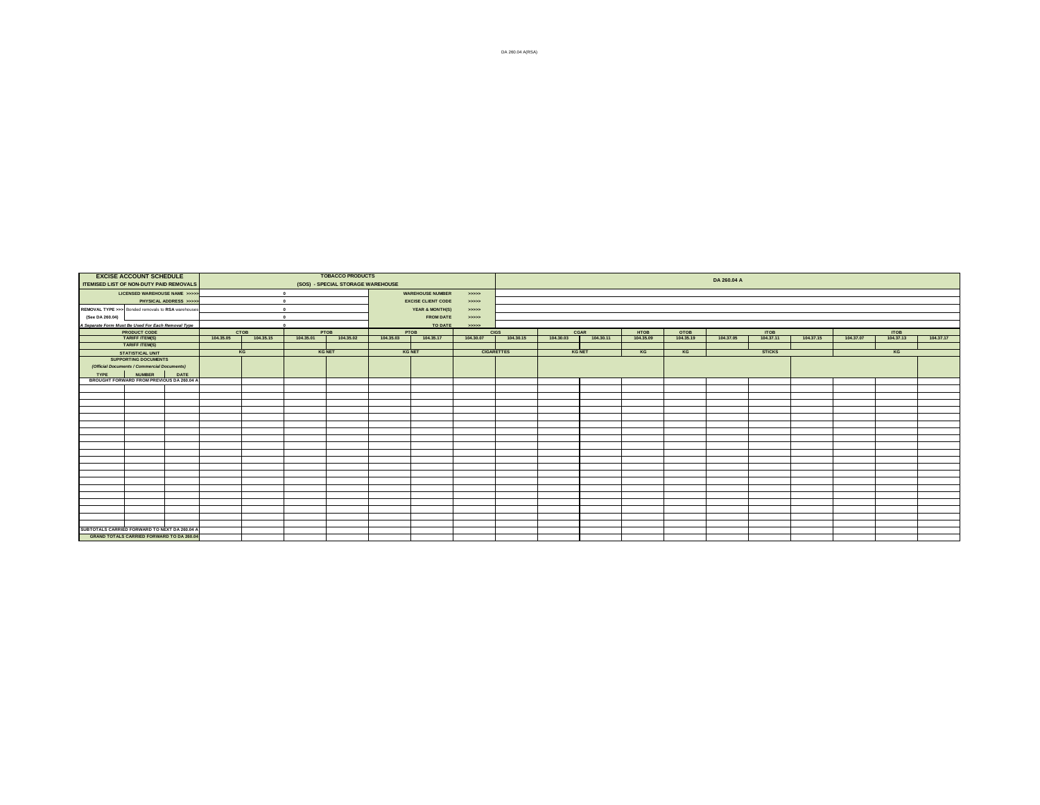DA 260.04 A(RSA)

**EXCISE ACCOUNT SCHEDULE**
**ITEMISED LIST OF NON-DUTY PAID REMOVALS**

**TOBACCO PRODUCTS**
**(SOS) - SPECIAL STORAGE WAREHOUSE**

**DA 260.04 A**

| | | | |
|---|---|---|---|
| **LICENSED WAREHOUSE NAME >>>>>** | 0 | **WAREHOUSE NUMBER** | >>>>> |
| **PHYSICAL ADDRESS >>>>>** | 0 | **EXCISE CLIENT CODE** | >>>>> |
| **REMOVAL TYPE >>>** Bonded removals to **RSA** warehouses | 0 | **YEAR & MONTH(S)** | >>>>> |
| **(See DA 260.04)** | 0 | **FROM DATE** | >>>>> |
| *A Separate Form Must Be Used For Each Removal Type* | 0 | **TO DATE** | >>>>> |

| **PRODUCT CODE** | | | **CTOB** | | **PTOB** | | **PTOB** | | **CIGS** | | **CGAR** | | **HTOB** | **OTOB** | **ITOB** | | | **ITOB** | | |
|---|---|---|---|---|---|---|---|---|---|---|---|---|---|---|---|---|---|---|---|---|
| **TARIFF ITEM(S)** | | | 104.35.05 | 104.35.15 | 104.35.01 | 104.35.02 | 104.35.03 | 104.35.17 | 104.30.07 | 104.30.15 | 104.30.03 | 104.30.11 | 104.35.09 | 104.35.19 | 104.37.05 | 104.37.11 | 104.37.15 | 104.37.07 | 104.37.13 | 104.37.17 |
| **TARIFF ITEM(S)** | | | | | | | | | | | | | | | | | | | | |
| **STATISTICAL UNIT** | | | KG | | KG NET | | KG NET | | CIGARETTES | | KG NET | | KG | KG | STICKS | | | KG | | |
| **SUPPORTING DOCUMENTS** *(Official Documents / Commercial Documents)* | | | | | | | | | | | | | | | | | | | | |
| **TYPE** | **NUMBER** | **DATE** | | | | | | | | | | | | | | | | | | |
| **BROUGHT FORWARD FROM PREVIOUS DA 260.04 A** | | | | | | | | | | | | | | | | | | | | |
| | | | | | | | | | | | | | | | | | | | | |
| | | | | | | | | | | | | | | | | | | | | |
| | | | | | | | | | | | | | | | | | | | | |
| | | | | | | | | | | | | | | | | | | | | |
| | | | | | | | | | | | | | | | | | | | | |
| | | | | | | | | | | | | | | | | | | | | |
| | | | | | | | | | | | | | | | | | | | | |
| | | | | | | | | | | | | | | | | | | | | |
| | | | | | | | | | | | | | | | | | | | | |
| | | | | | | | | | | | | | | | | | | | | |
| | | | | | | | | | | | | | | | | | | | | |
| | | | | | | | | | | | | | | | | | | | | |
| | | | | | | | | | | | | | | | | | | | | |
| | | | | | | | | | | | | | | | | | | | | |
| | | | | | | | | | | | | | | | | | | | | |
| | | | | | | | | | | | | | | | | | | | | |
| | | | | | | | | | | | | | | | | | | | | |
| | | | | | | | | | | | | | | | | | | | | |
| | | | | | | | | | | | | | | | | | | | | |
| | | | | | | | | | | | | | | | | | | | | |
| **SUBTOTALS CARRIED FORWARD TO NEXT DA 260.04 A** | | | | | | | | | | | | | | | | | | | | |
| **GRAND TOTALS CARRIED FORWARD TO DA 260.04** | | | | | | | | | | | | | | | | | | | | |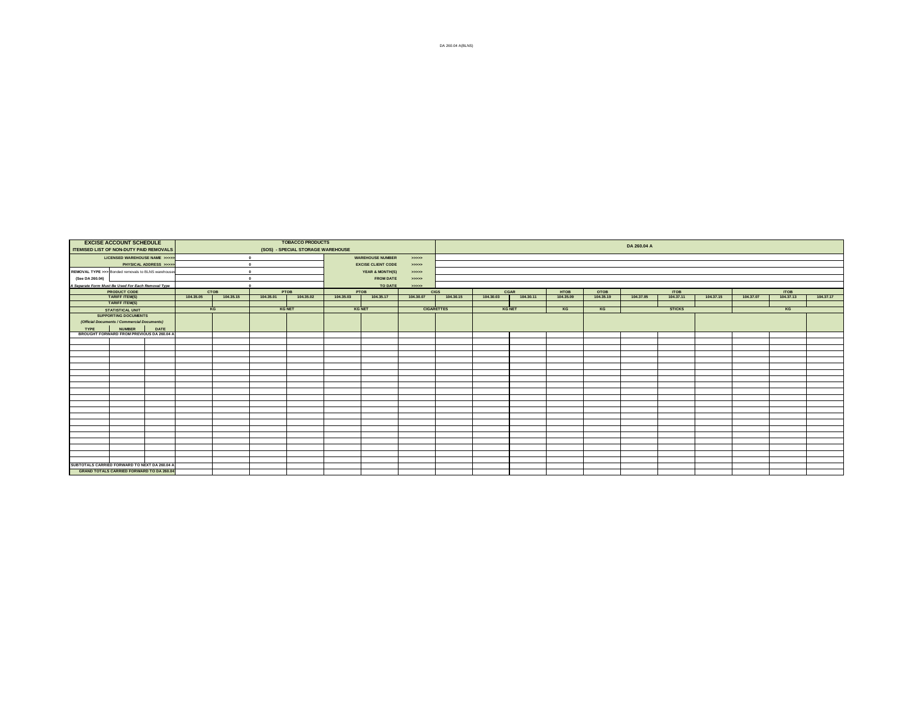| EXCISE ACCOUNT SCHEDULE<br>ITEMISED LIST OF NON-DUTY PAID REMOVALS | TOBACCO PRODUCTS<br>(SOS) - SPECIAL STORAGE WAREHOUSE | | DA 260.04 A |
|---|---|---|---|
| LICENSED WAREHOUSE NAME >>>>> | 0 | WAREHOUSE NUMBER >>>>> | |
| PHYSICAL ADDRESS >>>>> | 0 | EXCISE CLIENT CODE >>>>> | |
| REMOVAL TYPE >>> Bonded removals to BLNS warehouses | 0 | YEAR & MONTH(S) >>>>> | |
| (See DA 260.04) | 0 | FROM DATE >>>>> | |
| *A Separate Form Must Be Used For Each Removal Type* | 0 | TO DATE >>>>> | |

| | | | | | | | | | | | | | | | | | | | | |
|---|---|---|---|---|---|---|---|---|---|---|---|---|---|---|---|---|---|---|---|---|
| PRODUCT CODE | | | CTOB | | PTOB | | PTOB | | CIGS | | CGAR | | HTOB | OTOB | ITOB | | | ITOB | | |
| TARIFF ITEM(S) | | | 104.35.05 | 104.35.15 | 104.35.01 | 104.35.02 | 104.35.03 | 104.35.17 | 104.30.07 | 104.30.15 | 104.30.03 | 104.30.11 | 104.35.09 | 104.35.19 | 104.37.05 | 104.37.11 | 104.37.15 | 104.37.07 | 104.37.13 | 104.37.17 |
| TARIFF ITEM(S) | | | | | | | | | | | | | | | | | | | | |
| STATISTICAL UNIT | | | KG | | KG NET | | KG NET | | CIGARETTES | | KG NET | | KG | KG | STICKS | | | KG | | |
| SUPPORTING DOCUMENTS<br>*(Official Documents / Commercial Documents)* | | | | | | | | | | | | | | | | | | | | |
| TYPE | NUMBER | DATE | | | | | | | | | | | | | | | | | | |
| BROUGHT FORWARD FROM PREVIOUS DA 260.04 A | | | | | | | | | | | | | | | | | | | | |
| | | | | | | | | | | | | | | | | | | | | |
| | | | | | | | | | | | | | | | | | | | | |
| | | | | | | | | | | | | | | | | | | | | |
| | | | | | | | | | | | | | | | | | | | | |
| | | | | | | | | | | | | | | | | | | | | |
| | | | | | | | | | | | | | | | | | | | | |
| | | | | | | | | | | | | | | | | | | | | |
| | | | | | | | | | | | | | | | | | | | | |
| | | | | | | | | | | | | | | | | | | | | |
| | | | | | | | | | | | | | | | | | | | | |
| | | | | | | | | | | | | | | | | | | | | |
| | | | | | | | | | | | | | | | | | | | | |
| | | | | | | | | | | | | | | | | | | | | |
| | | | | | | | | | | | | | | | | | | | | |
| | | | | | | | | | | | | | | | | | | | | |
| | | | | | | | | | | | | | | | | | | | | |
| | | | | | | | | | | | | | | | | | | | | |
| | | | | | | | | | | | | | | | | | | | | |
| | | | | | | | | | | | | | | | | | | | | |
| | | | | | | | | | | | | | | | | | | | | |
| SUBTOTALS CARRIED FORWARD TO NEXT DA 260.04 A | | | | | | | | | | | | | | | | | | | | |
| GRAND TOTALS CARRIED FORWARD TO DA 260.04 | | | | | | | | | | | | | | | | | | | | |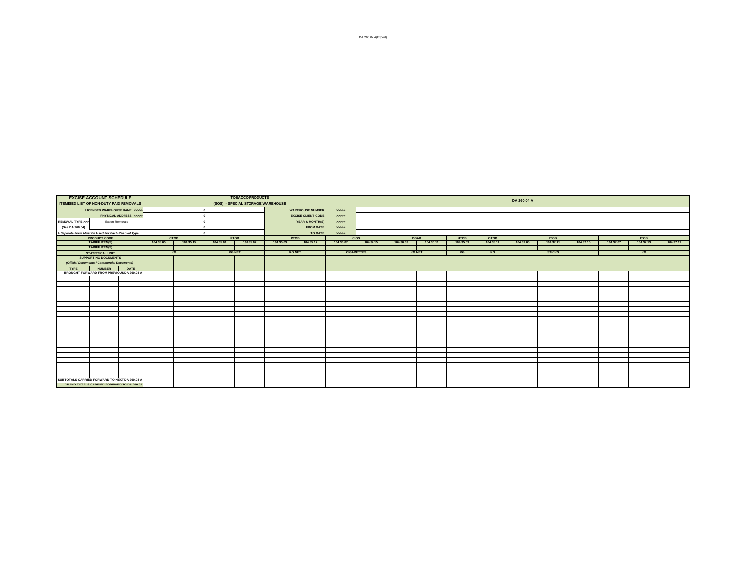DA 260.04 A(Export)

| EXCISE ACCOUNT SCHEDULE ITEMISED LIST OF NON-DUTY PAID REMOVALS | | | TOBACCO PRODUCTS (SOS) - SPECIAL STORAGE WAREHOUSE | | | | | | | DA 260.04 A | | | | | | | | | | |
|---|---|---|---|---|---|---|---|---|---|---|---|---|---|---|---|---|---|---|---|---|
| LICENSED WAREHOUSE NAME >>>>> | | | 0 | | | | WAREHOUSE NUMBER | | >>>>> | | | | | | | | | | | |
| PHYSICAL ADDRESS >>>>> | | | 0 | | | | EXCISE CLIENT CODE | | >>>>> | | | | | | | | | | | |
| REMOVAL TYPE >>> | Export Removals | | 0 | | | | YEAR & MONTH(S) | | >>>>> | | | | | | | | | | | |
| (See DA 260.04) | | | 0 | | | | FROM DATE | | >>>>> | | | | | | | | | | | |
| *A Separate Form Must Be Used For Each Removal Type* | | | 0 | | | | TO DATE | | >>>>> | | | | | | | | | | | |
| PRODUCT CODE | | | CTOB | | PTOB | | PTOB | | CIGS | | CGAR | | HTOB | OTOB | ITOB | | | ITOB | | |
| TARIFF ITEM(S) | | | 104.35.05 | 104.35.15 | 104.35.01 | 104.35.02 | 104.35.03 | 104.35.17 | 104.30.07 | 104.30.15 | 104.30.03 | 104.30.11 | 104.35.09 | 104.35.19 | 104.37.05 | 104.37.11 | 104.37.15 | 104.37.07 | 104.37.13 | 104.37.17 |
| TARIFF ITEM(S) | | | | | | | | | | | | | | | | | | | | |
| STATISTICAL UNIT | | | KG | | KG NET | | KG NET | | CIGARETTES | | KG NET | | KG | KG | STICKS | | | KG | | |
| SUPPORTING DOCUMENTS *(Official Documents / Commercial Documents)* | | | | | | | | | | | | | | | | | | | | |
| TYPE | NUMBER | DATE | | | | | | | | | | | | | | | | | | |
| BROUGHT FORWARD FROM PREVIOUS DA 260.04 A | | | | | | | | | | | | | | | | | | | | |
| | | | | | | | | | | | | | | | | | | | | |
| | | | | | | | | | | | | | | | | | | | | |
| | | | | | | | | | | | | | | | | | | | | |
| | | | | | | | | | | | | | | | | | | | | |
| | | | | | | | | | | | | | | | | | | | | |
| | | | | | | | | | | | | | | | | | | | | |
| | | | | | | | | | | | | | | | | | | | | |
| | | | | | | | | | | | | | | | | | | | | |
| | | | | | | | | | | | | | | | | | | | | |
| | | | | | | | | | | | | | | | | | | | | |
| | | | | | | | | | | | | | | | | | | | | |
| | | | | | | | | | | | | | | | | | | | | |
| | | | | | | | | | | | | | | | | | | | | |
| | | | | | | | | | | | | | | | | | | | | |
| | | | | | | | | | | | | | | | | | | | | |
| | | | | | | | | | | | | | | | | | | | | |
| | | | | | | | | | | | | | | | | | | | | |
| | | | | | | | | | | | | | | | | | | | | |
| | | | | | | | | | | | | | | | | | | | | |
| | | | | | | | | | | | | | | | | | | | | |
| SUBTOTALS CARRIED FORWARD TO NEXT DA 260.04 A | | | | | | | | | | | | | | | | | | | | |
| GRAND TOTALS CARRIED FORWARD TO DA 260.04 | | | | | | | | | | | | | | | | | | | | |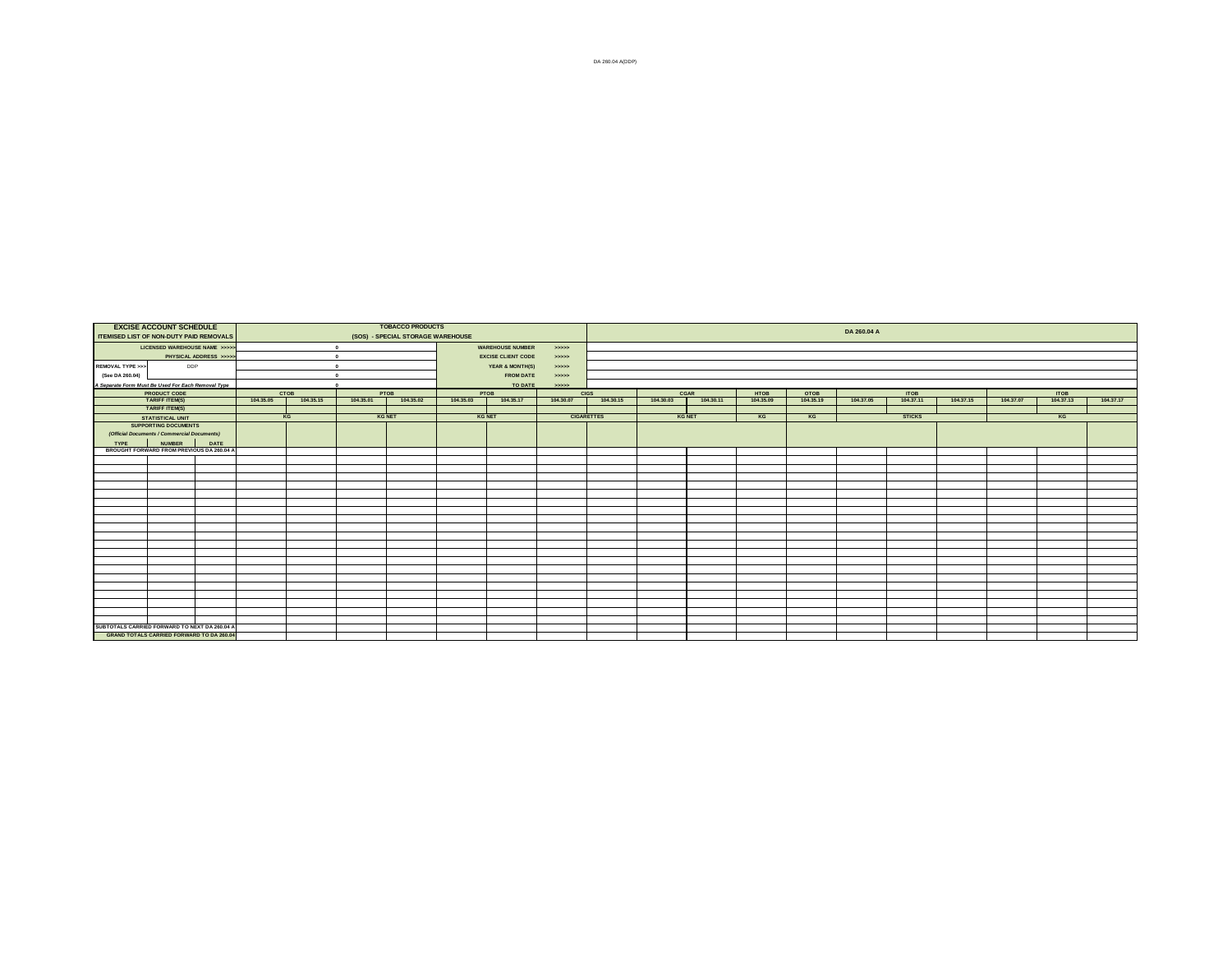DA 260.04 A(DDP)

| EXCISE ACCOUNT SCHEDULE<br>ITEMISED LIST OF NON-DUTY PAID REMOVALS | | | TOBACCO PRODUCTS<br>(SOS) - SPECIAL STORAGE WAREHOUSE | | | | | | | DA 260.04 A | | | | | | | | | | | |
|---|---|---|---|---|---|---|---|---|---|---|---|---|---|---|---|---|---|---|---|---|---|
| LICENSED WAREHOUSE NAME >>>>> | | | 0 | | | | WAREHOUSE NUMBER | | >>>>> | | | | | | | | | | | | |
| PHYSICAL ADDRESS >>>>> | | | 0 | | | | EXCISE CLIENT CODE | | >>>>> | | | | | | | | | | | | |
| REMOVAL TYPE >>> | DDP | | 0 | | | | YEAR & MONTH(S) | | >>>>> | | | | | | | | | | | | |
| (See DA 260.04) | | | 0 | | | | FROM DATE | | >>>>> | | | | | | | | | | | | |
| A Separate Form Must Be Used For Each Removal Type | | | 0 | | | | TO DATE | | >>>>> | | | | | | | | | | | | |
| PRODUCT CODE | | | CTOB | | PTOB | | PTOB | | CIGS | | CGAR | | HTOB | OTOB | ITOB | | | ITOB | | | |
| TARIFF ITEM(S) | | | 104.35.05 | 104.35.15 | 104.35.01 | 104.35.02 | 104.35.03 | 104.35.17 | 104.30.07 | 104.30.15 | 104.30.03 | 104.30.11 | 104.35.09 | 104.35.19 | 104.37.05 | 104.37.11 | 104.37.15 | 104.37.07 | 104.37.13 | 104.37.17 | |
| TARIFF ITEM(S) | | | | | | | | | | | | | | | | | | | | | |
| STATISTICAL UNIT | | | KG | | KG NET | | KG NET | | CIGARETTES | | KG NET | | KG | KG | STICKS | | | KG | | | |
| SUPPORTING DOCUMENTS<br>(Official Documents / Commercial Documents) | | | | | | | | | | | | | | | | | | | | | |
| TYPE | NUMBER | DATE | | | | | | | | | | | | | | | | | | | |
| BROUGHT FORWARD FROM PREVIOUS DA 260.04 A | | | | | | | | | | | | | | | | | | | | | |
| | | | | | | | | | | | | | | | | | | | | | |
| | | | | | | | | | | | | | | | | | | | | | |
| | | | | | | | | | | | | | | | | | | | | | |
| | | | | | | | | | | | | | | | | | | | | | |
| | | | | | | | | | | | | | | | | | | | | | |
| | | | | | | | | | | | | | | | | | | | | | |
| | | | | | | | | | | | | | | | | | | | | | |
| | | | | | | | | | | | | | | | | | | | | | |
| | | | | | | | | | | | | | | | | | | | | | |
| | | | | | | | | | | | | | | | | | | | | | |
| | | | | | | | | | | | | | | | | | | | | | |
| | | | | | | | | | | | | | | | | | | | | | |
| | | | | | | | | | | | | | | | | | | | | | |
| | | | | | | | | | | | | | | | | | | | | | |
| | | | | | | | | | | | | | | | | | | | | | |
| | | | | | | | | | | | | | | | | | | | | | |
| | | | | | | | | | | | | | | | | | | | | | |
| | | | | | | | | | | | | | | | | | | | | | |
| | | | | | | | | | | | | | | | | | | | | | |
| | | | | | | | | | | | | | | | | | | | | | |
| SUBTOTALS CARRIED FORWARD TO NEXT DA 260.04 A | | | | | | | | | | | | | | | | | | | | | |
| GRAND TOTALS CARRIED FORWARD TO DA 260.04 | | | | | | | | | | | | | | | | | | | | | |